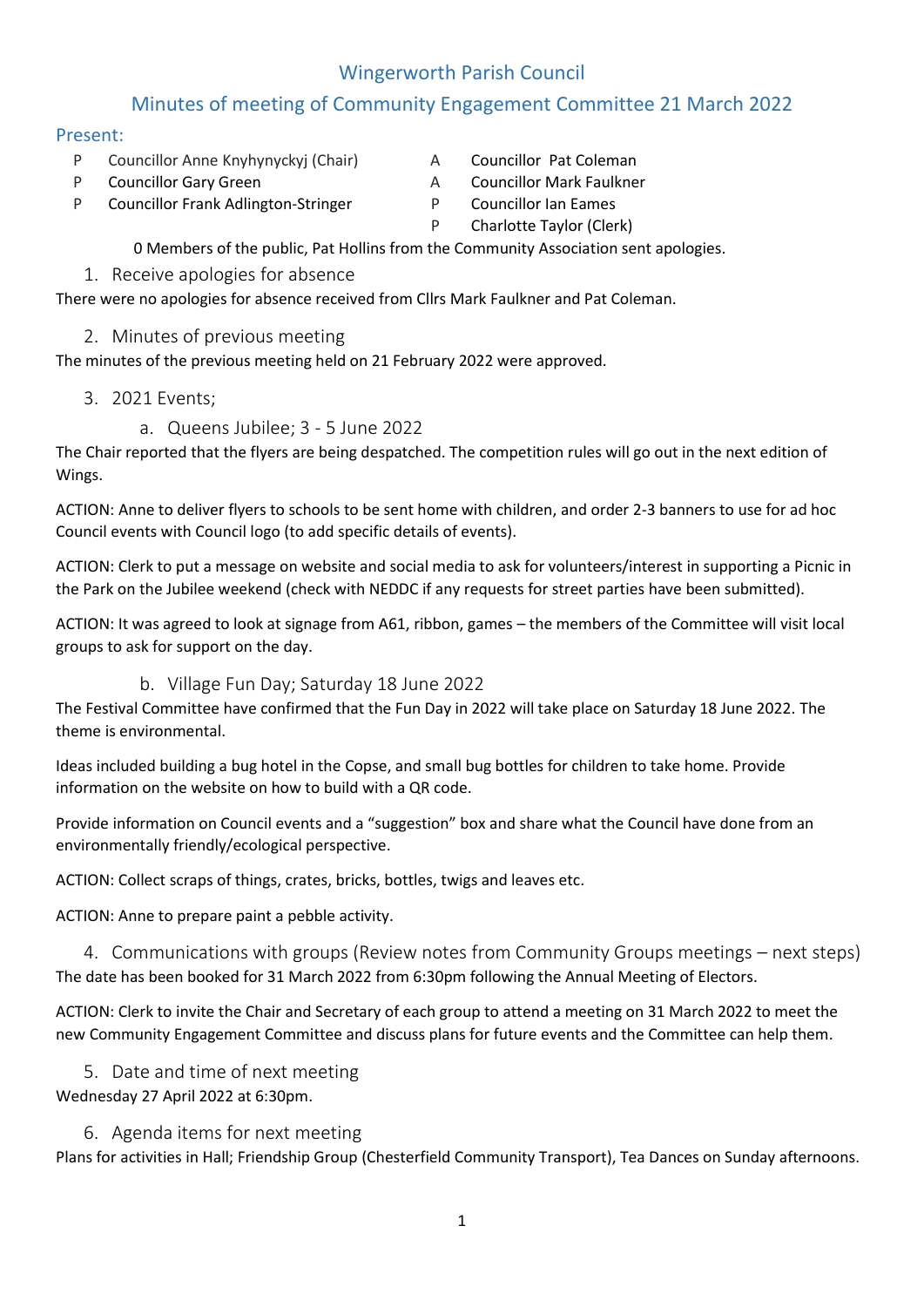# Wingerworth Parish Council

## Minutes of meeting of Community Engagement Committee 21 March 2022

### Present:

| | | | |
|---|---|---|---|
| P | Councillor Anne Knyhynyckyj (Chair) | A | Councillor Pat Coleman |
| P | Councillor Gary Green | A | Councillor Mark Faulkner |
| P | Councillor Frank Adlington-Stringer | P | Councillor Ian Eames |
| | | P | Charlotte Taylor (Clerk) |

0 Members of the public, Pat Hollins from the Community Association sent apologies.

1. Receive apologies for absence

There were no apologies for absence received from Cllrs Mark Faulkner and Pat Coleman.

2. Minutes of previous meeting

The minutes of the previous meeting held on 21 February 2022 were approved.

3. 2021 Events;

   a. Queens Jubilee; 3 - 5 June 2022

The Chair reported that the flyers are being despatched. The competition rules will go out in the next edition of Wings.

ACTION: Anne to deliver flyers to schools to be sent home with children, and order 2-3 banners to use for ad hoc Council events with Council logo (to add specific details of events).

ACTION: Clerk to put a message on website and social media to ask for volunteers/interest in supporting a Picnic in the Park on the Jubilee weekend (check with NEDDC if any requests for street parties have been submitted).

ACTION: It was agreed to look at signage from A61, ribbon, games – the members of the Committee will visit local groups to ask for support on the day.

   b. Village Fun Day; Saturday 18 June 2022

The Festival Committee have confirmed that the Fun Day in 2022 will take place on Saturday 18 June 2022. The theme is environmental.

Ideas included building a bug hotel in the Copse, and small bug bottles for children to take home. Provide information on the website on how to build with a QR code.

Provide information on Council events and a "suggestion" box and share what the Council have done from an environmentally friendly/ecological perspective.

ACTION: Collect scraps of things, crates, bricks, bottles, twigs and leaves etc.

ACTION: Anne to prepare paint a pebble activity.

4. Communications with groups (Review notes from Community Groups meetings – next steps)

The date has been booked for 31 March 2022 from 6:30pm following the Annual Meeting of Electors.

ACTION: Clerk to invite the Chair and Secretary of each group to attend a meeting on 31 March 2022 to meet the new Community Engagement Committee and discuss plans for future events and the Committee can help them.

5. Date and time of next meeting

Wednesday 27 April 2022 at 6:30pm.

6. Agenda items for next meeting

Plans for activities in Hall; Friendship Group (Chesterfield Community Transport), Tea Dances on Sunday afternoons.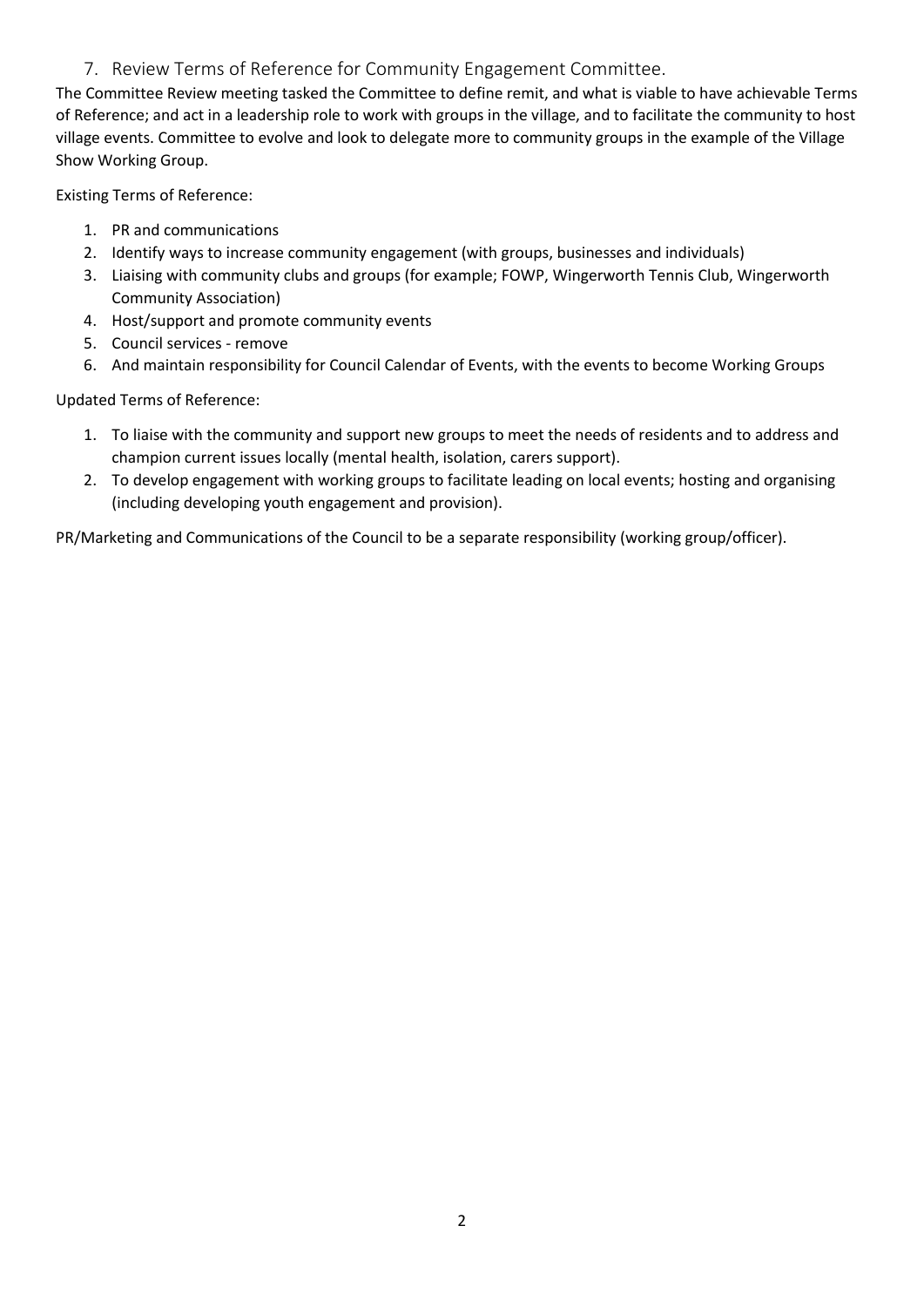## 7. Review Terms of Reference for Community Engagement Committee.

The Committee Review meeting tasked the Committee to define remit, and what is viable to have achievable Terms of Reference; and act in a leadership role to work with groups in the village, and to facilitate the community to host village events. Committee to evolve and look to delegate more to community groups in the example of the Village Show Working Group.

Existing Terms of Reference:

1. PR and communications
2. Identify ways to increase community engagement (with groups, businesses and individuals)
3. Liaising with community clubs and groups (for example; FOWP, Wingerworth Tennis Club, Wingerworth Community Association)
4. Host/support and promote community events
5. Council services - remove
6. And maintain responsibility for Council Calendar of Events, with the events to become Working Groups

Updated Terms of Reference:

1. To liaise with the community and support new groups to meet the needs of residents and to address and champion current issues locally (mental health, isolation, carers support).
2. To develop engagement with working groups to facilitate leading on local events; hosting and organising (including developing youth engagement and provision).

PR/Marketing and Communications of the Council to be a separate responsibility (working group/officer).